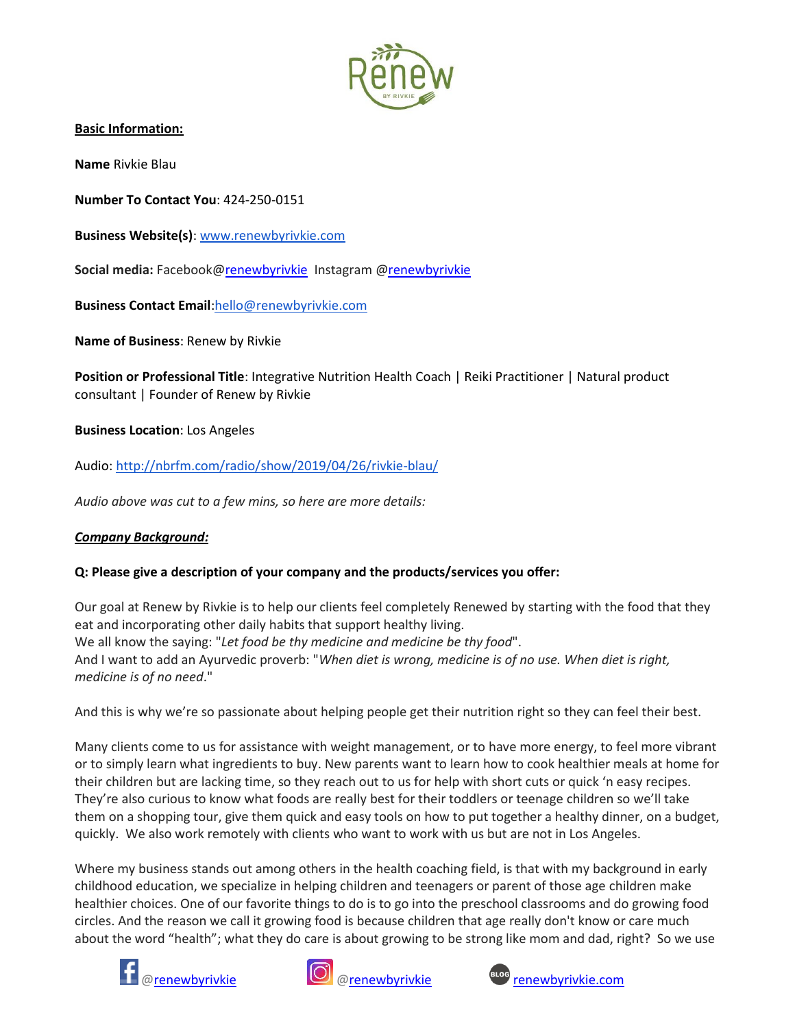**Basic Information:**

**Name** Rivkie Blau

**Number To Contact You**: 424-250-0151

**Business Website(s)**: www.renewbyrivkie.com

**Social media:** Facebook@renewbyrivkie Instagram @renewbyrivkie

**Business Contact Email**:hello@renewbyrivkie.com

**Name of Business**: Renew by Rivkie

**Position or Professional Title**: Integrative Nutrition Health Coach | Reiki Practitioner | Natural product consultant | Founder of Renew by Rivkie

**Business Location**: Los Angeles

Audio: http://nbrfm.com/radio/show/2019/04/26/rivkie-blau/

*Audio above was cut to a few mins, so here are more details:*

***Company Background:***

**Q: Please give a description of your company and the products/services you offer:**

Our goal at Renew by Rivkie is to help our clients feel completely Renewed by starting with the food that they eat and incorporating other daily habits that support healthy living.
We all know the saying: "*Let food be thy medicine and medicine be thy food*".
And I want to add an Ayurvedic proverb: "*When diet is wrong, medicine is of no use. When diet is right, medicine is of no need*."

And this is why we're so passionate about helping people get their nutrition right so they can feel their best.

Many clients come to us for assistance with weight management, or to have more energy, to feel more vibrant or to simply learn what ingredients to buy. New parents want to learn how to cook healthier meals at home for their children but are lacking time, so they reach out to us for help with short cuts or quick 'n easy recipes. They're also curious to know what foods are really best for their toddlers or teenage children so we'll take them on a shopping tour, give them quick and easy tools on how to put together a healthy dinner, on a budget, quickly. We also work remotely with clients who want to work with us but are not in Los Angeles.

Where my business stands out among others in the health coaching field, is that with my background in early childhood education, we specialize in helping children and teenagers or parent of those age children make healthier choices. One of our favorite things to do is to go into the preschool classrooms and do growing food circles. And the reason we call it growing food is because children that age really don't know or care much about the word "health"; what they do care is about growing to be strong like mom and dad, right? So we use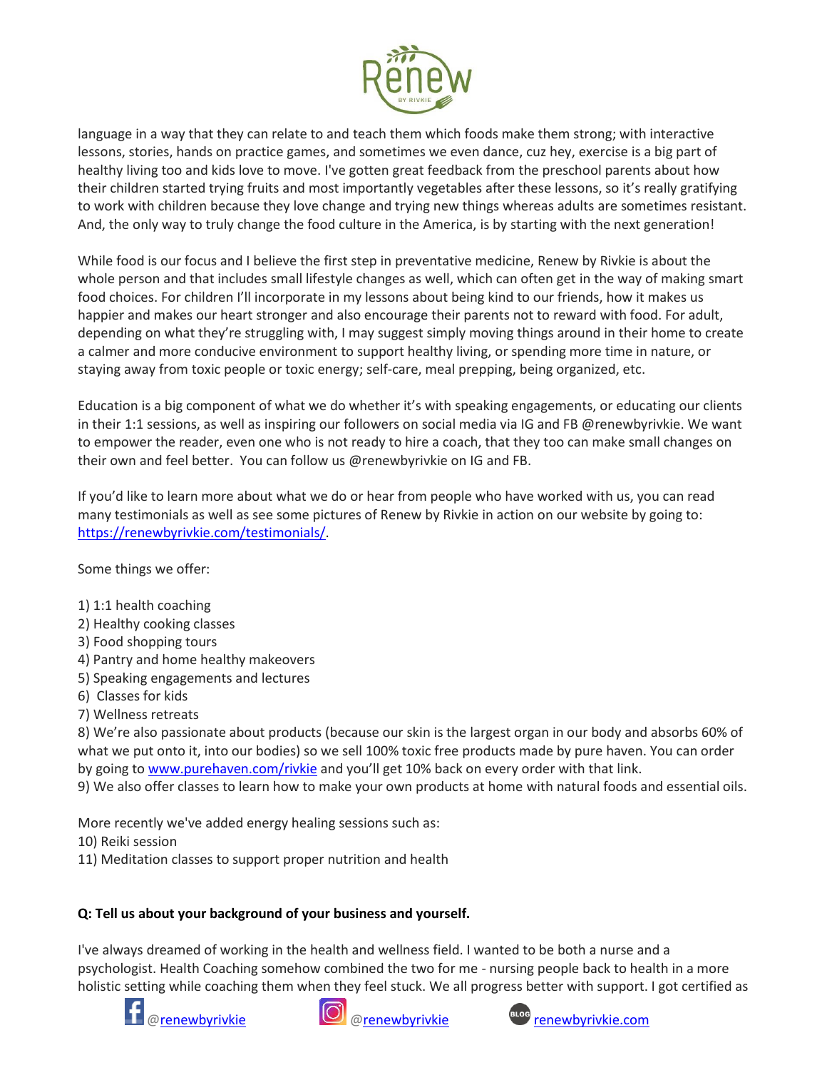language in a way that they can relate to and teach them which foods make them strong; with interactive lessons, stories, hands on practice games, and sometimes we even dance, cuz hey, exercise is a big part of healthy living too and kids love to move. I've gotten great feedback from the preschool parents about how their children started trying fruits and most importantly vegetables after these lessons, so it's really gratifying to work with children because they love change and trying new things whereas adults are sometimes resistant. And, the only way to truly change the food culture in the America, is by starting with the next generation!

While food is our focus and I believe the first step in preventative medicine, Renew by Rivkie is about the whole person and that includes small lifestyle changes as well, which can often get in the way of making smart food choices. For children I'll incorporate in my lessons about being kind to our friends, how it makes us happier and makes our heart stronger and also encourage their parents not to reward with food. For adult, depending on what they're struggling with, I may suggest simply moving things around in their home to create a calmer and more conducive environment to support healthy living, or spending more time in nature, or staying away from toxic people or toxic energy; self-care, meal prepping, being organized, etc.

Education is a big component of what we do whether it's with speaking engagements, or educating our clients in their 1:1 sessions, as well as inspiring our followers on social media via IG and FB @renewbyrivkie. We want to empower the reader, even one who is not ready to hire a coach, that they too can make small changes on their own and feel better. You can follow us @renewbyrivkie on IG and FB.

If you'd like to learn more about what we do or hear from people who have worked with us, you can read many testimonials as well as see some pictures of Renew by Rivkie in action on our website by going to: https://renewbyrivkie.com/testimonials/.

Some things we offer:

1) 1:1 health coaching
2) Healthy cooking classes
3) Food shopping tours
4) Pantry and home healthy makeovers
5) Speaking engagements and lectures
6) Classes for kids
7) Wellness retreats
8) We're also passionate about products (because our skin is the largest organ in our body and absorbs 60% of what we put onto it, into our bodies) so we sell 100% toxic free products made by pure haven. You can order by going to www.purehaven.com/rivkie and you'll get 10% back on every order with that link.
9) We also offer classes to learn how to make your own products at home with natural foods and essential oils.

More recently we've added energy healing sessions such as:
10) Reiki session
11) Meditation classes to support proper nutrition and health

**Q: Tell us about your background of your business and yourself.**

I've always dreamed of working in the health and wellness field. I wanted to be both a nurse and a psychologist. Health Coaching somehow combined the two for me - nursing people back to health in a more holistic setting while coaching them when they feel stuck. We all progress better with support. I got certified as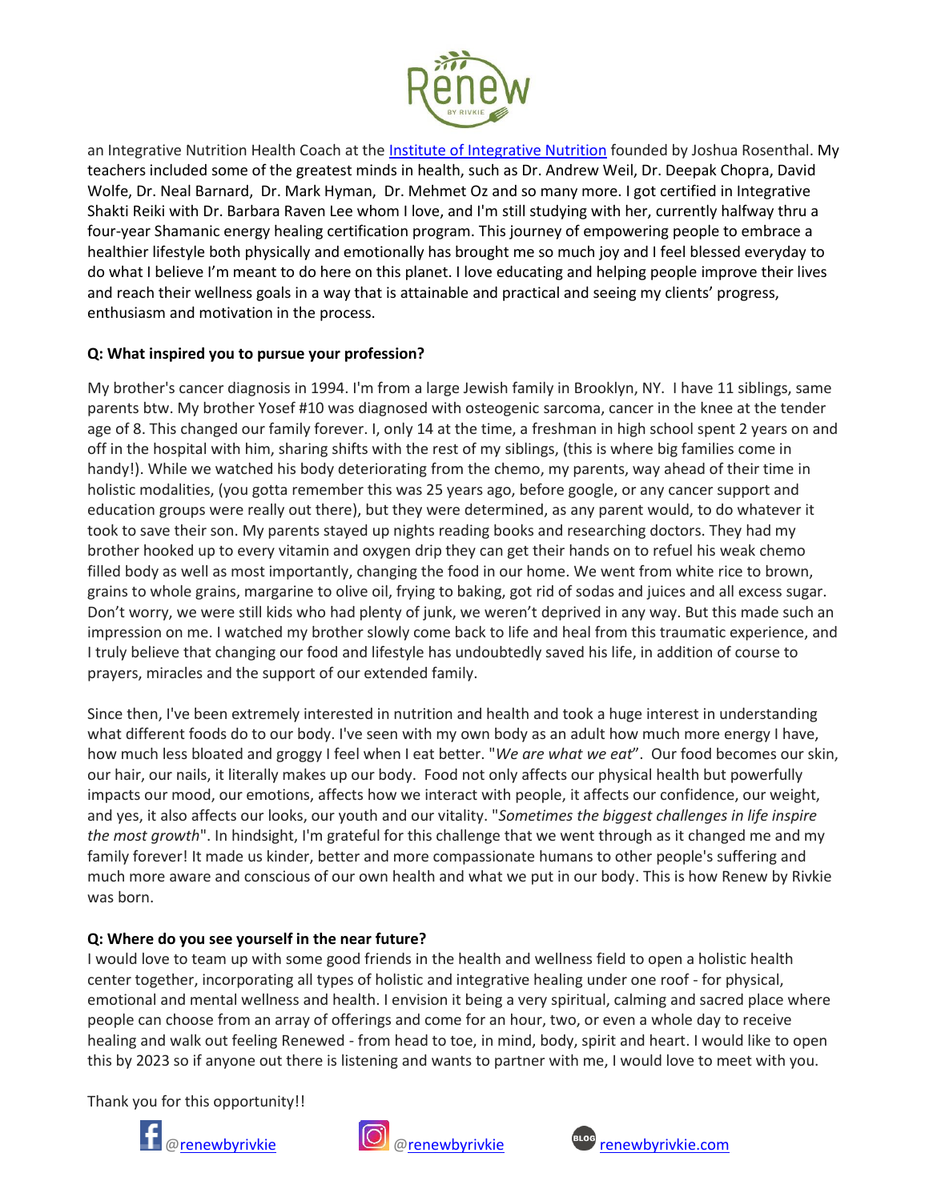an Integrative Nutrition Health Coach at the [Institute of Integrative Nutrition] founded by Joshua Rosenthal. My teachers included some of the greatest minds in health, such as Dr. Andrew Weil, Dr. Deepak Chopra, David Wolfe, Dr. Neal Barnard, Dr. Mark Hyman, Dr. Mehmet Oz and so many more. I got certified in Integrative Shakti Reiki with Dr. Barbara Raven Lee whom I love, and I'm still studying with her, currently halfway thru a four-year Shamanic energy healing certification program. This journey of empowering people to embrace a healthier lifestyle both physically and emotionally has brought me so much joy and I feel blessed everyday to do what I believe I'm meant to do here on this planet. I love educating and helping people improve their lives and reach their wellness goals in a way that is attainable and practical and seeing my clients' progress, enthusiasm and motivation in the process.

**Q: What inspired you to pursue your profession?**

My brother's cancer diagnosis in 1994. I'm from a large Jewish family in Brooklyn, NY. I have 11 siblings, same parents btw. My brother Yosef #10 was diagnosed with osteogenic sarcoma, cancer in the knee at the tender age of 8. This changed our family forever. I, only 14 at the time, a freshman in high school spent 2 years on and off in the hospital with him, sharing shifts with the rest of my siblings, (this is where big families come in handy!). While we watched his body deteriorating from the chemo, my parents, way ahead of their time in holistic modalities, (you gotta remember this was 25 years ago, before google, or any cancer support and education groups were really out there), but they were determined, as any parent would, to do whatever it took to save their son. My parents stayed up nights reading books and researching doctors. They had my brother hooked up to every vitamin and oxygen drip they can get their hands on to refuel his weak chemo filled body as well as most importantly, changing the food in our home. We went from white rice to brown, grains to whole grains, margarine to olive oil, frying to baking, got rid of sodas and juices and all excess sugar. Don't worry, we were still kids who had plenty of junk, we weren't deprived in any way. But this made such an impression on me. I watched my brother slowly come back to life and heal from this traumatic experience, and I truly believe that changing our food and lifestyle has undoubtedly saved his life, in addition of course to prayers, miracles and the support of our extended family.

Since then, I've been extremely interested in nutrition and health and took a huge interest in understanding what different foods do to our body. I've seen with my own body as an adult how much more energy I have, how much less bloated and groggy I feel when I eat better. "*We are what we eat*". Our food becomes our skin, our hair, our nails, it literally makes up our body. Food not only affects our physical health but powerfully impacts our mood, our emotions, affects how we interact with people, it affects our confidence, our weight, and yes, it also affects our looks, our youth and our vitality. "*Sometimes the biggest challenges in life inspire the most growth*". In hindsight, I'm grateful for this challenge that we went through as it changed me and my family forever! It made us kinder, better and more compassionate humans to other people's suffering and much more aware and conscious of our own health and what we put in our body. This is how Renew by Rivkie was born.

**Q: Where do you see yourself in the near future?**

I would love to team up with some good friends in the health and wellness field to open a holistic health center together, incorporating all types of holistic and integrative healing under one roof - for physical, emotional and mental wellness and health. I envision it being a very spiritual, calming and sacred place where people can choose from an array of offerings and come for an hour, two, or even a whole day to receive healing and walk out feeling Renewed - from head to toe, in mind, body, spirit and heart. I would like to open this by 2023 so if anyone out there is listening and wants to partner with me, I would love to meet with you.

Thank you for this opportunity!!

@renewbyrivkie @renewbyrivkie renewbyrivkie.com